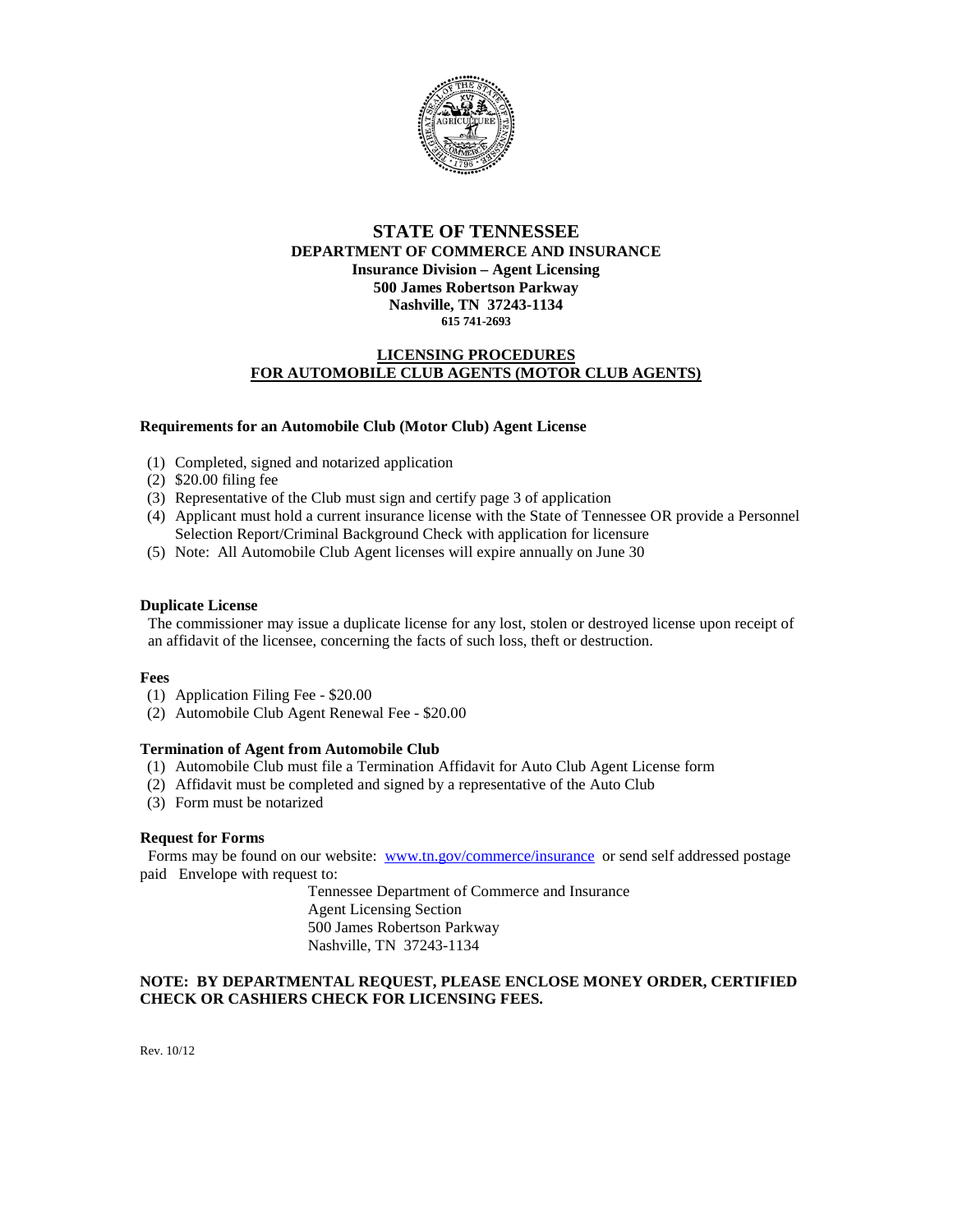# STATE OF TENNESSEE

## DEPARTMENT OF COMMERCE AND INSURANCE

**Insurance Division – Agent Licensing**
**500 James Robertson Parkway**
**Nashville, TN 37243-1134**
**615 741-2693**

## LICENSING PROCEDURES FOR AUTOMOBILE CLUB AGENTS (MOTOR CLUB AGENTS)

### Requirements for an Automobile Club (Motor Club) Agent License

(1) Completed, signed and notarized application
(2) $20.00 filing fee
(3) Representative of the Club must sign and certify page 3 of application
(4) Applicant must hold a current insurance license with the State of Tennessee OR provide a Personnel Selection Report/Criminal Background Check with application for licensure
(5) Note: All Automobile Club Agent licenses will expire annually on June 30

### Duplicate License

The commissioner may issue a duplicate license for any lost, stolen or destroyed license upon receipt of an affidavit of the licensee, concerning the facts of such loss, theft or destruction.

### Fees

(1) Application Filing Fee - $20.00
(2) Automobile Club Agent Renewal Fee - $20.00

### Termination of Agent from Automobile Club

(1) Automobile Club must file a Termination Affidavit for Auto Club Agent License form
(2) Affidavit must be completed and signed by a representative of the Auto Club
(3) Form must be notarized

### Request for Forms

Forms may be found on our website: www.tn.gov/commerce/insurance or send self addressed postage paid Envelope with request to:

Tennessee Department of Commerce and Insurance
Agent Licensing Section
500 James Robertson Parkway
Nashville, TN 37243-1134

**NOTE: BY DEPARTMENTAL REQUEST, PLEASE ENCLOSE MONEY ORDER, CERTIFIED CHECK OR CASHIERS CHECK FOR LICENSING FEES.**

Rev. 10/12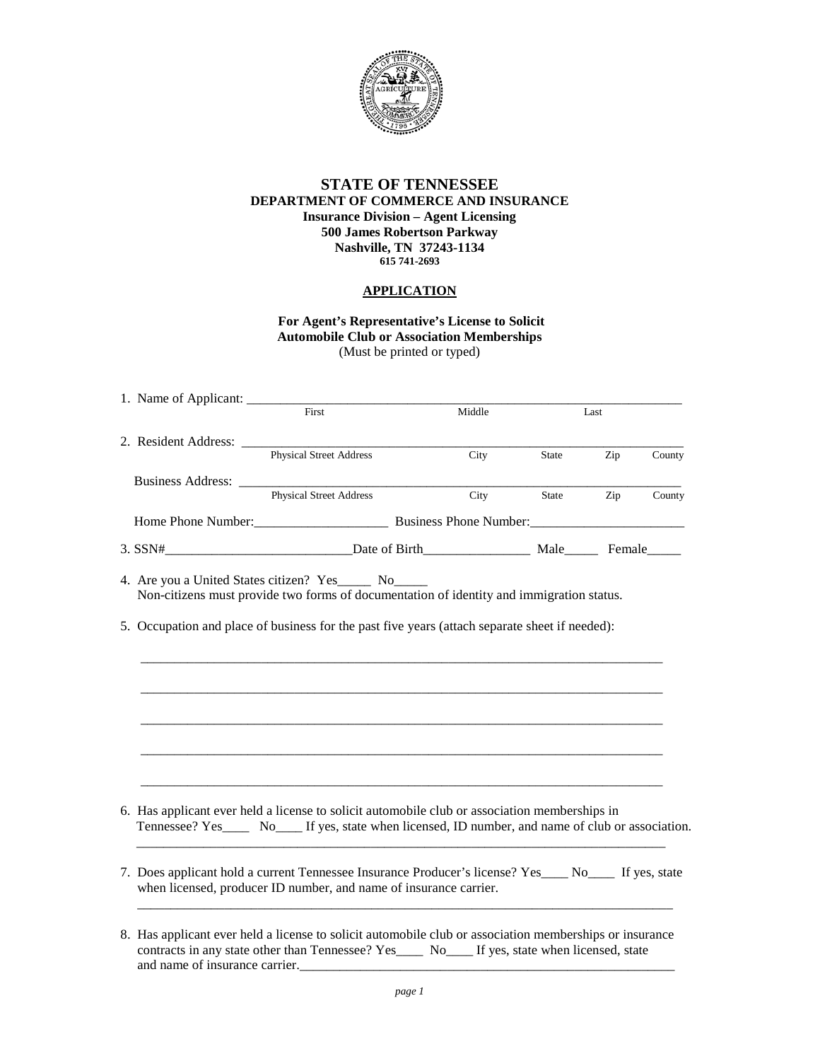# STATE OF TENNESSEE

## DEPARTMENT OF COMMERCE AND INSURANCE

**Insurance Division – Agent Licensing**
**500 James Robertson Parkway**
**Nashville, TN 37243-1134**
**615 741-2693**

## APPLICATION

**For Agent's Representative's License to Solicit Automobile Club or Association Memberships**
(Must be printed or typed)

1. Name of Applicant: ______________________________________________________________
   First Middle Last

2. Resident Address: ______________________________________________________________
   Physical Street Address City State Zip County

   Business Address: ______________________________________________________________
   Physical Street Address City State Zip County

   Home Phone Number:____________________ Business Phone Number:_______________________

3. SSN#____________________________Date of Birth________________ Male_____ Female_____

4. Are you a United States citizen? Yes_____ No_____
   Non-citizens must provide two forms of documentation of identity and immigration status.

5. Occupation and place of business for the past five years (attach separate sheet if needed):

   ________________________________________________________________________________

   ________________________________________________________________________________

   ________________________________________________________________________________

   ________________________________________________________________________________

   ________________________________________________________________________________

6. Has applicant ever held a license to solicit automobile club or association memberships in Tennessee? Yes____ No____ If yes, state when licensed, ID number, and name of club or association.
   ________________________________________________________________________________

7. Does applicant hold a current Tennessee Insurance Producer's license? Yes____ No____ If yes, state when licensed, producer ID number, and name of insurance carrier.
   ________________________________________________________________________________

8. Has applicant ever held a license to solicit automobile club or association memberships or insurance contracts in any state other than Tennessee? Yes____ No____ If yes, state when licensed, state and name of insurance carrier.__________________________________________________________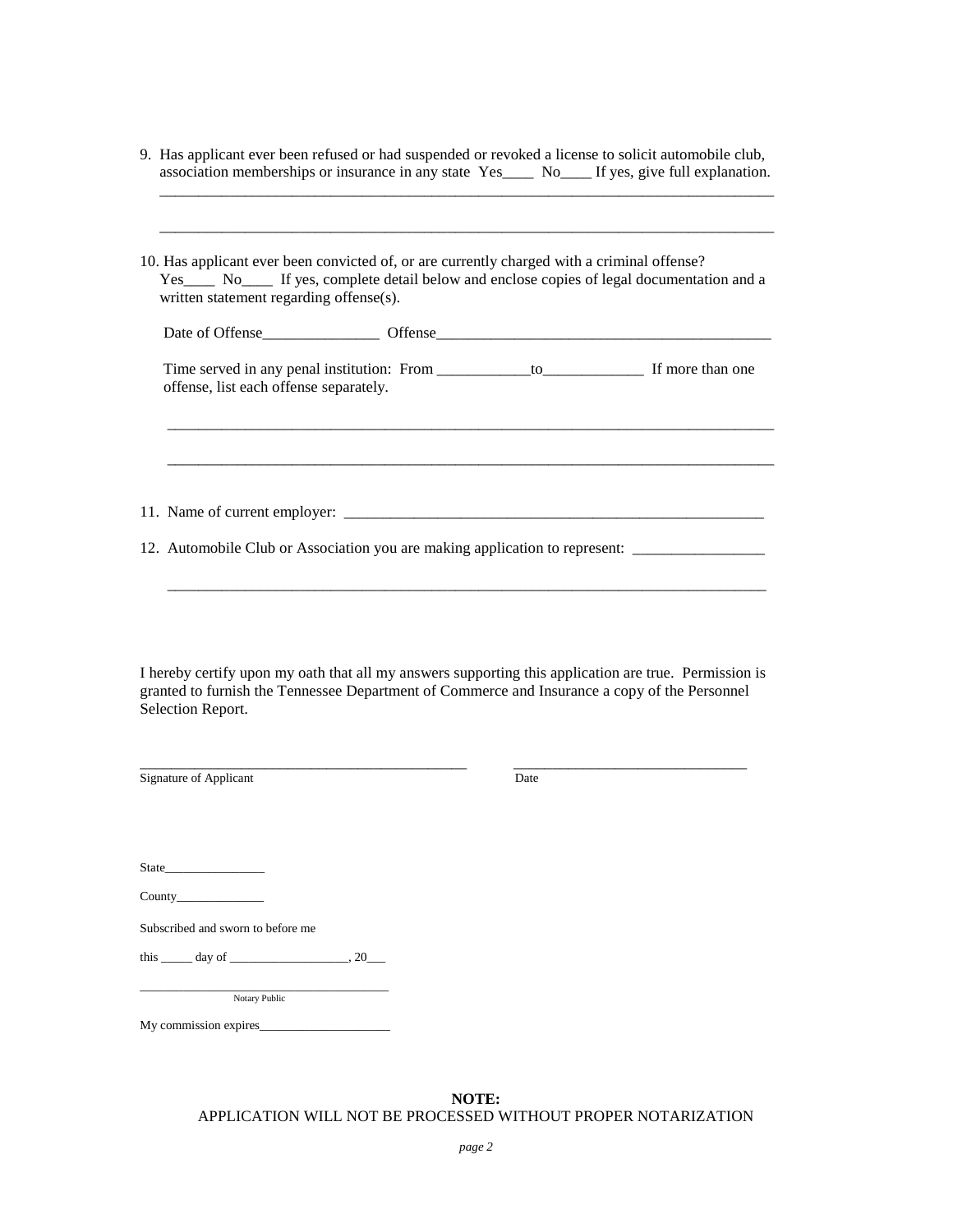9. Has applicant ever been refused or had suspended or revoked a license to solicit automobile club, association memberships or insurance in any state Yes____ No____ If yes, give full explanation.

_______________________________________________________________________________

_______________________________________________________________________________

10. Has applicant ever been convicted of, or are currently charged with a criminal offense?
Yes____ No____ If yes, complete detail below and enclose copies of legal documentation and a written statement regarding offense(s).

Date of Offense_______________ Offense_____________________________________________

Time served in any penal institution: From ____________to_____________ If more than one offense, list each offense separately.

_______________________________________________________________________________

_______________________________________________________________________________

11. Name of current employer: _________________________________________________________

12. Automobile Club or Association you are making application to represent: _________________

_______________________________________________________________________________

I hereby certify upon my oath that all my answers supporting this application are true. Permission is granted to furnish the Tennessee Department of Commerce and Insurance a copy of the Personnel Selection Report.

______________________________________________ ________________________________
Signature of Applicant Date

State________________

County______________

Subscribed and sworn to before me

this _____ day of ___________________, 20___

_______________________________________
Notary Public

My commission expires_____________________

**NOTE:**
APPLICATION WILL NOT BE PROCESSED WITHOUT PROPER NOTARIZATION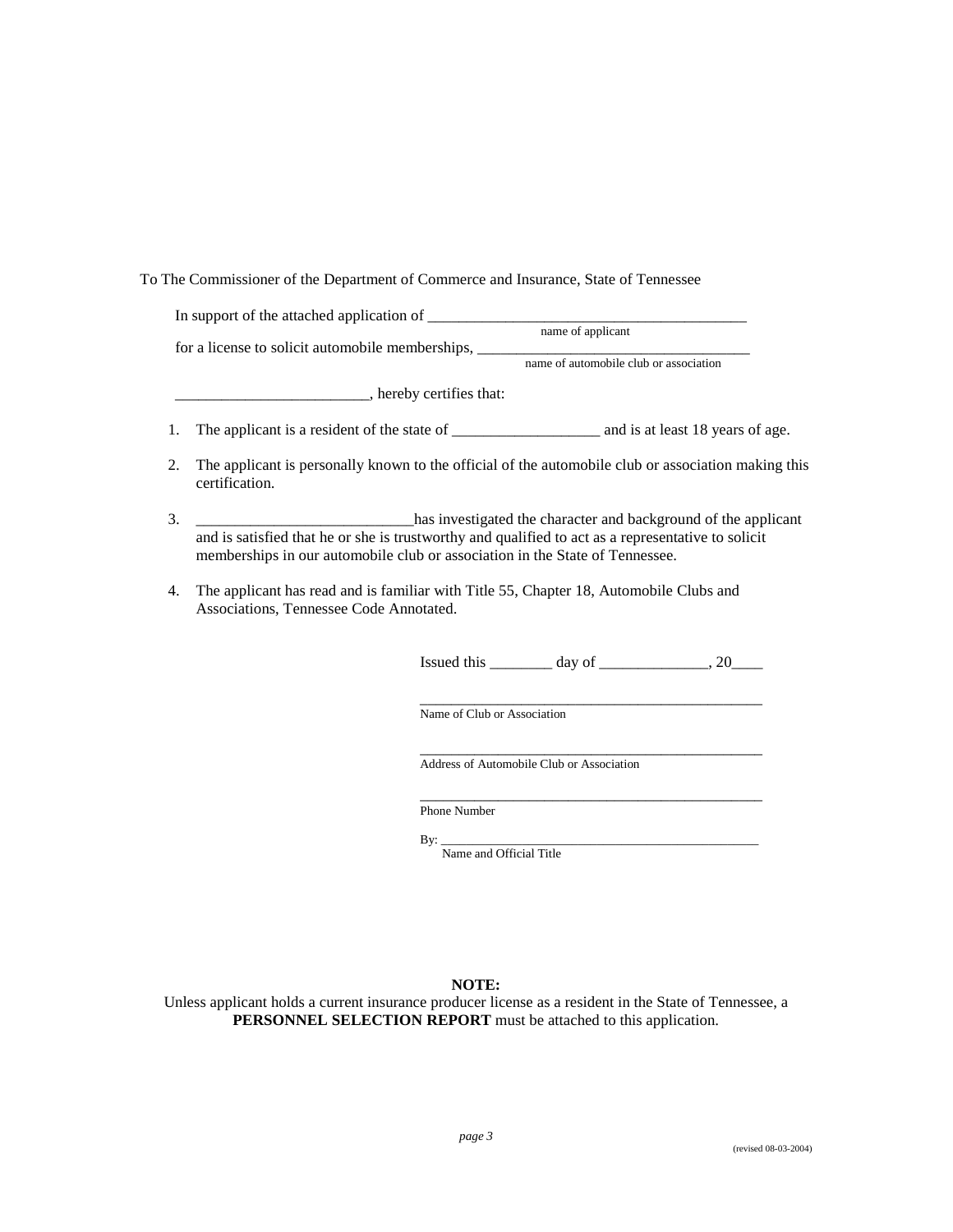To The Commissioner of the Department of Commerce and Insurance, State of Tennessee

In support of the attached application of ___________________________________________
name of applicant

for a license to solicit automobile memberships, _____________________________________
name of automobile club or association

_________________________, hereby certifies that:

1. The applicant is a resident of the state of ___________________ and is at least 18 years of age.

2. The applicant is personally known to the official of the automobile club or association making this certification.

3. ___________________________has investigated the character and background of the applicant and is satisfied that he or she is trustworthy and qualified to act as a representative to solicit memberships in our automobile club or association in the State of Tennessee.

4. The applicant has read and is familiar with Title 55, Chapter 18, Automobile Clubs and Associations, Tennessee Code Annotated.

Issued this ________ day of ______________, 20____

_________________________________________________
Name of Club or Association

_________________________________________________
Address of Automobile Club or Association

_________________________________________________
Phone Number

By: _______________________________________________
Name and Official Title

**NOTE:**

Unless applicant holds a current insurance producer license as a resident in the State of Tennessee, a **PERSONNEL SELECTION REPORT** must be attached to this application.

(revised 08-03-2004)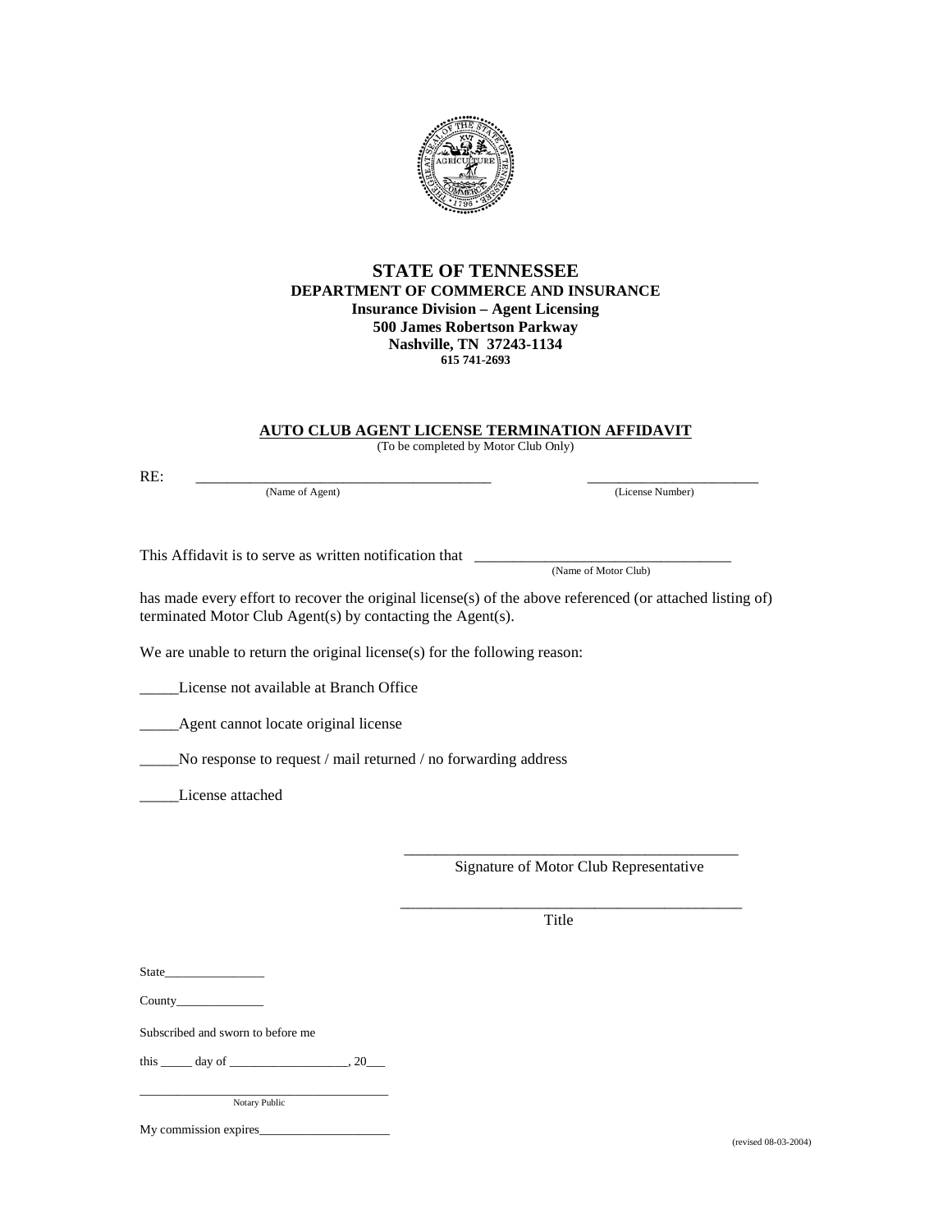# STATE OF TENNESSEE

**DEPARTMENT OF COMMERCE AND INSURANCE**
**Insurance Division – Agent Licensing**
**500 James Robertson Parkway**
**Nashville, TN 37243-1134**
**615 741-2693**

## AUTO CLUB AGENT LICENSE TERMINATION AFFIDAVIT

(To be completed by Motor Club Only)

RE: ______________________________________ (Name of Agent) ______________________ (License Number)

This Affidavit is to serve as written notification that _________________________________ (Name of Motor Club)

has made every effort to recover the original license(s) of the above referenced (or attached listing of) terminated Motor Club Agent(s) by contacting the Agent(s).

We are unable to return the original license(s) for the following reason:

_____License not available at Branch Office

_____Agent cannot locate original license

_____No response to request / mail returned / no forwarding address

_____License attached

___________________________________________
Signature of Motor Club Representative

___________________________________________
Title

State________________

County______________

Subscribed and sworn to before me

this _____ day of ___________________, 20___

_______________________________________
Notary Public

My commission expires_____________________

(revised 08-03-2004)